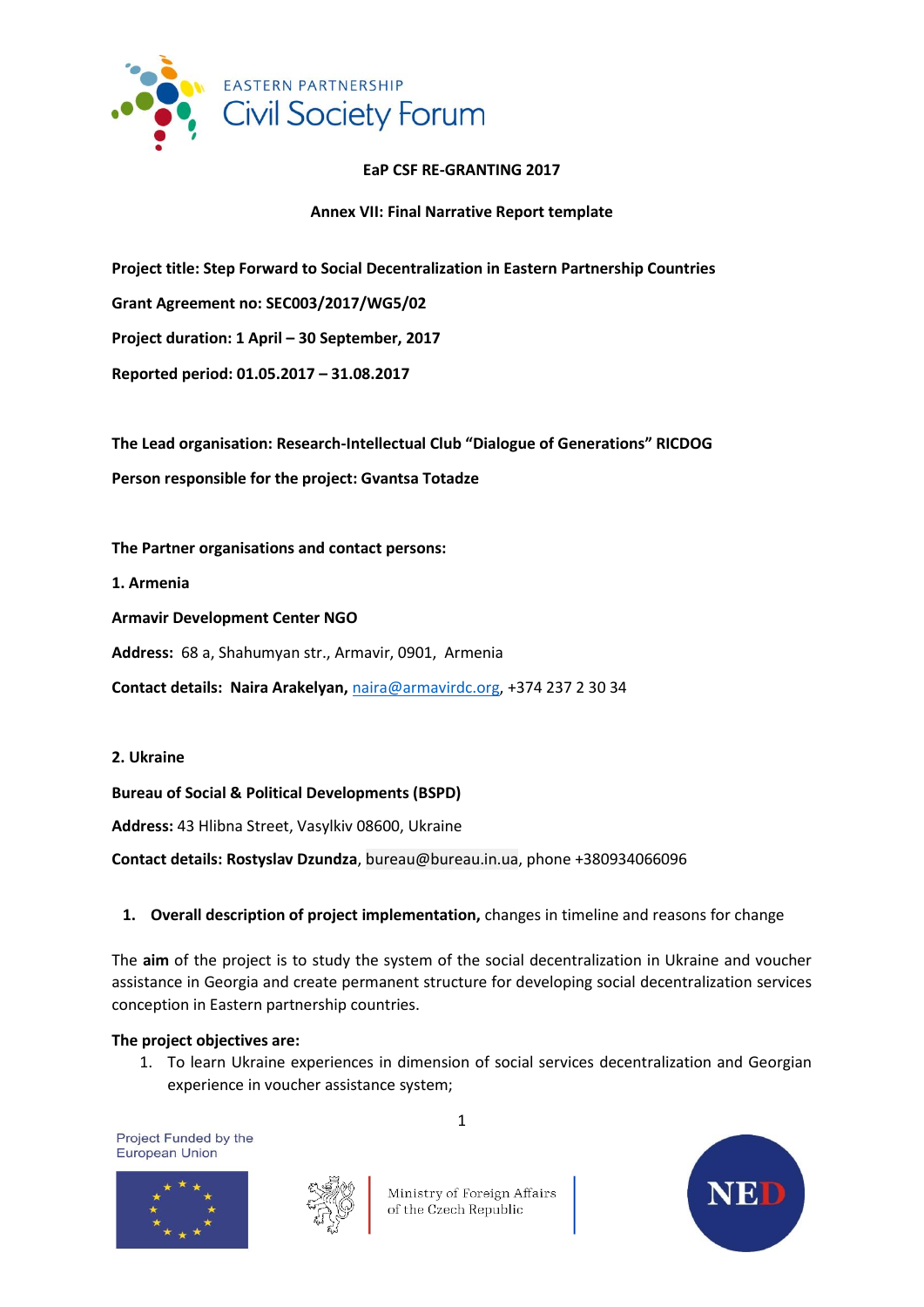EASTERN PARTNERSHIP Civil Society Forum

**EaP CSF RE-GRANTING 2017**

**Annex VII: Final Narrative Report template**

**Project title: Step Forward to Social Decentralization in Eastern Partnership Countries**

**Grant Agreement no: SEC003/2017/WG5/02**

**Project duration: 1 April – 30 September, 2017**

**Reported period: 01.05.2017 – 31.08.2017**

**The Lead organisation: Research-Intellectual Club "Dialogue of Generations" RICDOG**

**Person responsible for the project: Gvantsa Totadze**

**The Partner organisations and contact persons:**

**1. Armenia**

**Armavir Development Center NGO**

**Address:** 68 a, Shahumyan str., Armavir, 0901, Armenia

**Contact details: Naira Arakelyan,** naira@armavirdc.org, +374 237 2 30 34

**2. Ukraine**

**Bureau of Social & Political Developments (BSPD)**

**Address:** 43 Hlibna Street, Vasylkiv 08600, Ukraine

**Contact details: Rostyslav Dzundza**, bureau@bureau.in.ua, phone +380934066096

1. **Overall description of project implementation,** changes in timeline and reasons for change

The **aim** of the project is to study the system of the social decentralization in Ukraine and voucher assistance in Georgia and create permanent structure for developing social decentralization services conception in Eastern partnership countries.

**The project objectives are:**

1. To learn Ukraine experiences in dimension of social services decentralization and Georgian experience in voucher assistance system;

Project Funded by the European Union

Ministry of Foreign Affairs of the Czech Republic

NED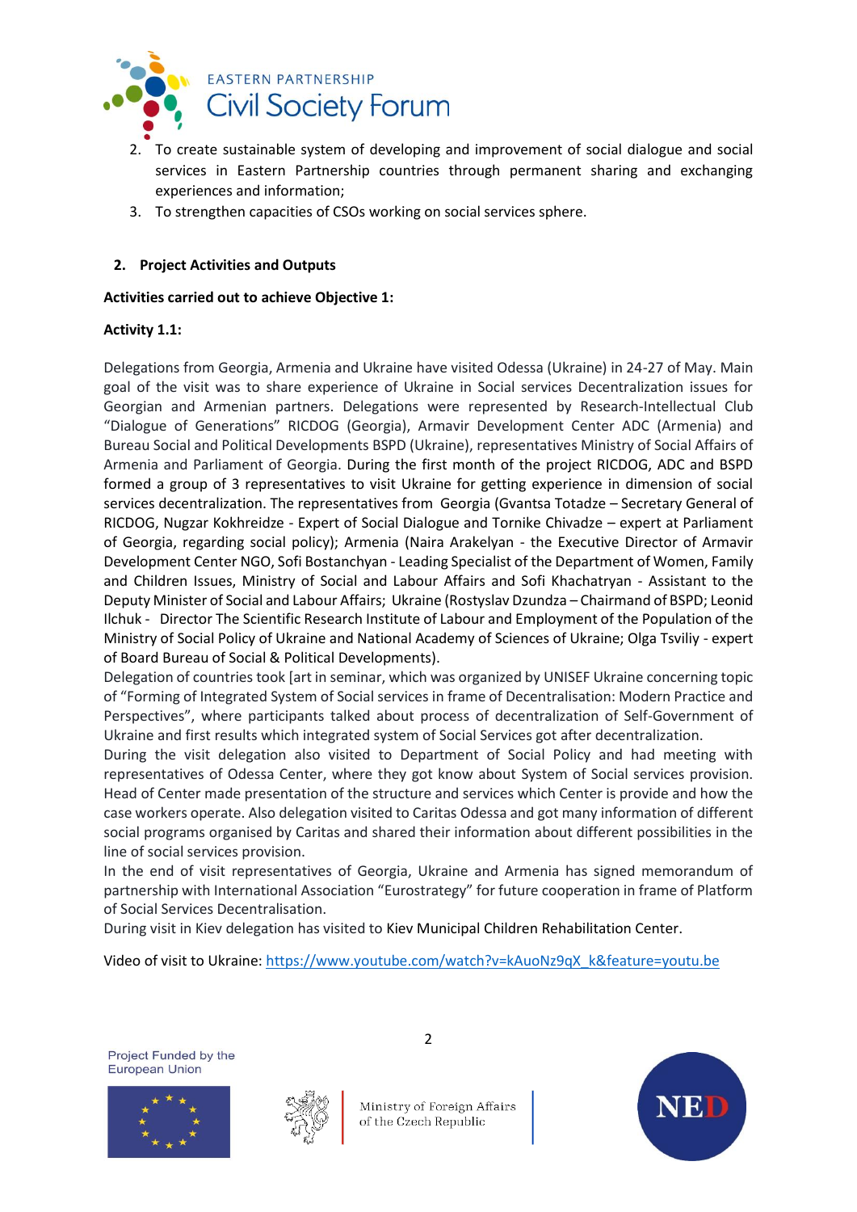2. To create sustainable system of developing and improvement of social dialogue and social services in Eastern Partnership countries through permanent sharing and exchanging experiences and information;
3. To strengthen capacities of CSOs working on social services sphere.

## 2. Project Activities and Outputs

**Activities carried out to achieve Objective 1:**

**Activity 1.1:**

Delegations from Georgia, Armenia and Ukraine have visited Odessa (Ukraine) in 24-27 of May. Main goal of the visit was to share experience of Ukraine in Social services Decentralization issues for Georgian and Armenian partners. Delegations were represented by Research-Intellectual Club "Dialogue of Generations" RICDOG (Georgia), Armavir Development Center ADC (Armenia) and Bureau Social and Political Developments BSPD (Ukraine), representatives Ministry of Social Affairs of Armenia and Parliament of Georgia. During the first month of the project RICDOG, ADC and BSPD formed a group of 3 representatives to visit Ukraine for getting experience in dimension of social services decentralization. The representatives from Georgia (Gvantsa Totadze – Secretary General of RICDOG, Nugzar Kokhreidze - Expert of Social Dialogue and Tornike Chivadze – expert at Parliament of Georgia, regarding social policy); Armenia (Naira Arakelyan - the Executive Director of Armavir Development Center NGO, Sofi Bostanchyan - Leading Specialist of the Department of Women, Family and Children Issues, Ministry of Social and Labour Affairs and Sofi Khachatryan - Assistant to the Deputy Minister of Social and Labour Affairs; Ukraine (Rostyslav Dzundza – Chairmand of BSPD; Leonid Ilchuk - Director The Scientific Research Institute of Labour and Employment of the Population of the Ministry of Social Policy of Ukraine and National Academy of Sciences of Ukraine; Olga Tsviliy - expert of Board Bureau of Social & Political Developments).

Delegation of countries took [art in seminar, which was organized by UNISEF Ukraine concerning topic of "Forming of Integrated System of Social services in frame of Decentralisation: Modern Practice and Perspectives", where participants talked about process of decentralization of Self-Government of Ukraine and first results which integrated system of Social Services got after decentralization.

During the visit delegation also visited to Department of Social Policy and had meeting with representatives of Odessa Center, where they got know about System of Social services provision. Head of Center made presentation of the structure and services which Center is provide and how the case workers operate. Also delegation visited to Caritas Odessa and got many information of different social programs organised by Caritas and shared their information about different possibilities in the line of social services provision.

In the end of visit representatives of Georgia, Ukraine and Armenia has signed memorandum of partnership with International Association "Eurostrategy" for future cooperation in frame of Platform of Social Services Decentralisation.

During visit in Kiev delegation has visited to Kiev Municipal Children Rehabilitation Center.

Video of visit to Ukraine: https://www.youtube.com/watch?v=kAuoNz9qX_k&feature=youtu.be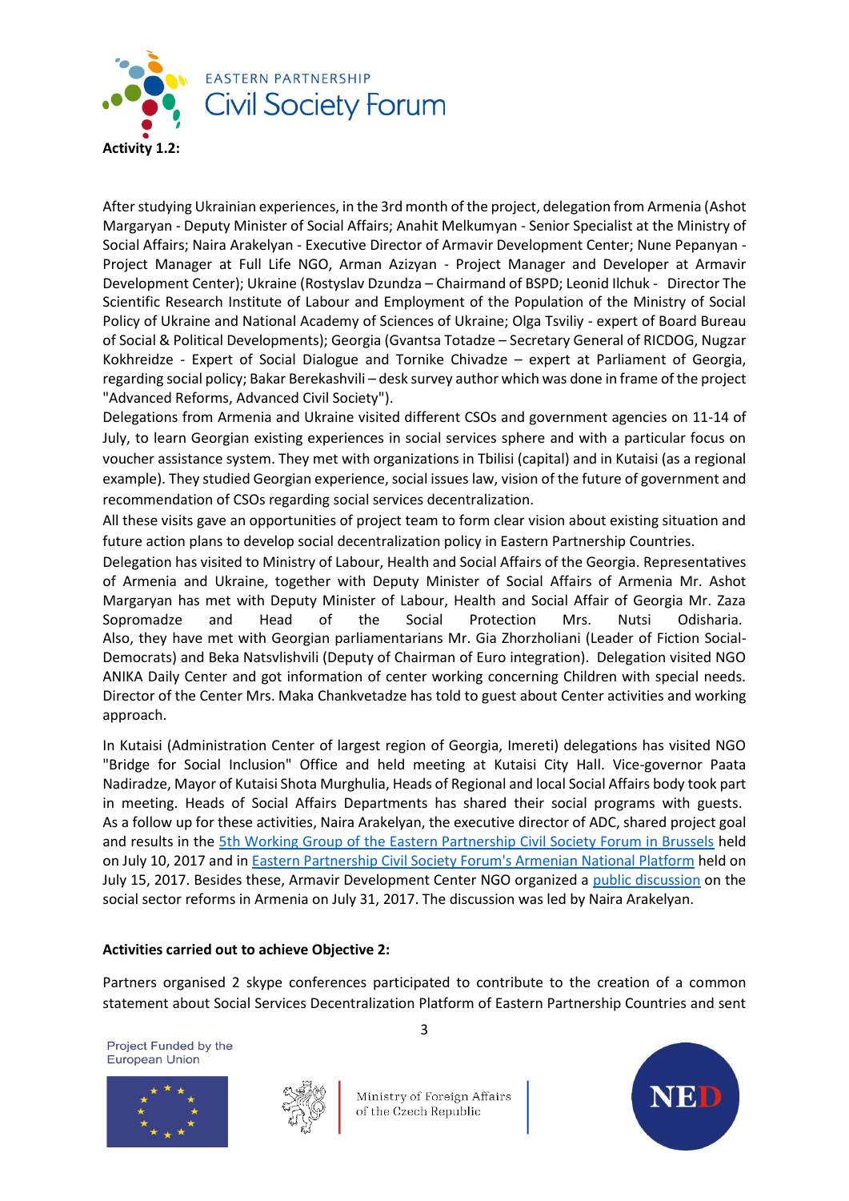**Activity 1.2:**

After studying Ukrainian experiences, in the 3rd month of the project, delegation from Armenia (Ashot Margaryan - Deputy Minister of Social Affairs; Anahit Melkumyan - Senior Specialist at the Ministry of Social Affairs; Naira Arakelyan - Executive Director of Armavir Development Center; Nune Pepanyan - Project Manager at Full Life NGO, Arman Azizyan - Project Manager and Developer at Armavir Development Center); Ukraine (Rostyslav Dzundza – Chairmand of BSPD; Leonid Ilchuk - Director The Scientific Research Institute of Labour and Employment of the Population of the Ministry of Social Policy of Ukraine and National Academy of Sciences of Ukraine; Olga Tsviliy - expert of Board Bureau of Social & Political Developments); Georgia (Gvantsa Totadze – Secretary General of RICDOG, Nugzar Kokhreidze - Expert of Social Dialogue and Tornike Chivadze – expert at Parliament of Georgia, regarding social policy; Bakar Berekashvili – desk survey author which was done in frame of the project "Advanced Reforms, Advanced Civil Society").

Delegations from Armenia and Ukraine visited different CSOs and government agencies on 11-14 of July, to learn Georgian existing experiences in social services sphere and with a particular focus on voucher assistance system. They met with organizations in Tbilisi (capital) and in Kutaisi (as a regional example). They studied Georgian experience, social issues law, vision of the future of government and recommendation of CSOs regarding social services decentralization.

All these visits gave an opportunities of project team to form clear vision about existing situation and future action plans to develop social decentralization policy in Eastern Partnership Countries.

Delegation has visited to Ministry of Labour, Health and Social Affairs of the Georgia. Representatives of Armenia and Ukraine, together with Deputy Minister of Social Affairs of Armenia Mr. Ashot Margaryan has met with Deputy Minister of Labour, Health and Social Affair of Georgia Mr. Zaza Sopromadze and Head of the Social Protection Mrs. Nutsi Odisharia. Also, they have met with Georgian parliamentarians Mr. Gia Zhorzholiani (Leader of Fiction Social-Democrats) and Beka Natsvlishvili (Deputy of Chairman of Euro integration). Delegation visited NGO ANIKA Daily Center and got information of center working concerning Children with special needs. Director of the Center Mrs. Maka Chankvetadze has told to guest about Center activities and working approach.

In Kutaisi (Administration Center of largest region of Georgia, Imereti) delegations has visited NGO "Bridge for Social Inclusion" Office and held meeting at Kutaisi City Hall. Vice-governor Paata Nadiradze, Mayor of Kutaisi Shota Murghulia, Heads of Regional and local Social Affairs body took part in meeting. Heads of Social Affairs Departments has shared their social programs with guests. As a follow up for these activities, Naira Arakelyan, the executive director of ADC, shared project goal and results in the 5th Working Group of the Eastern Partnership Civil Society Forum in Brussels held on July 10, 2017 and in Eastern Partnership Civil Society Forum's Armenian National Platform held on July 15, 2017. Besides these, Armavir Development Center NGO organized a public discussion on the social sector reforms in Armenia on July 31, 2017. The discussion was led by Naira Arakelyan.

**Activities carried out to achieve Objective 2:**

Partners organised 2 skype conferences participated to contribute to the creation of a common statement about Social Services Decentralization Platform of Eastern Partnership Countries and sent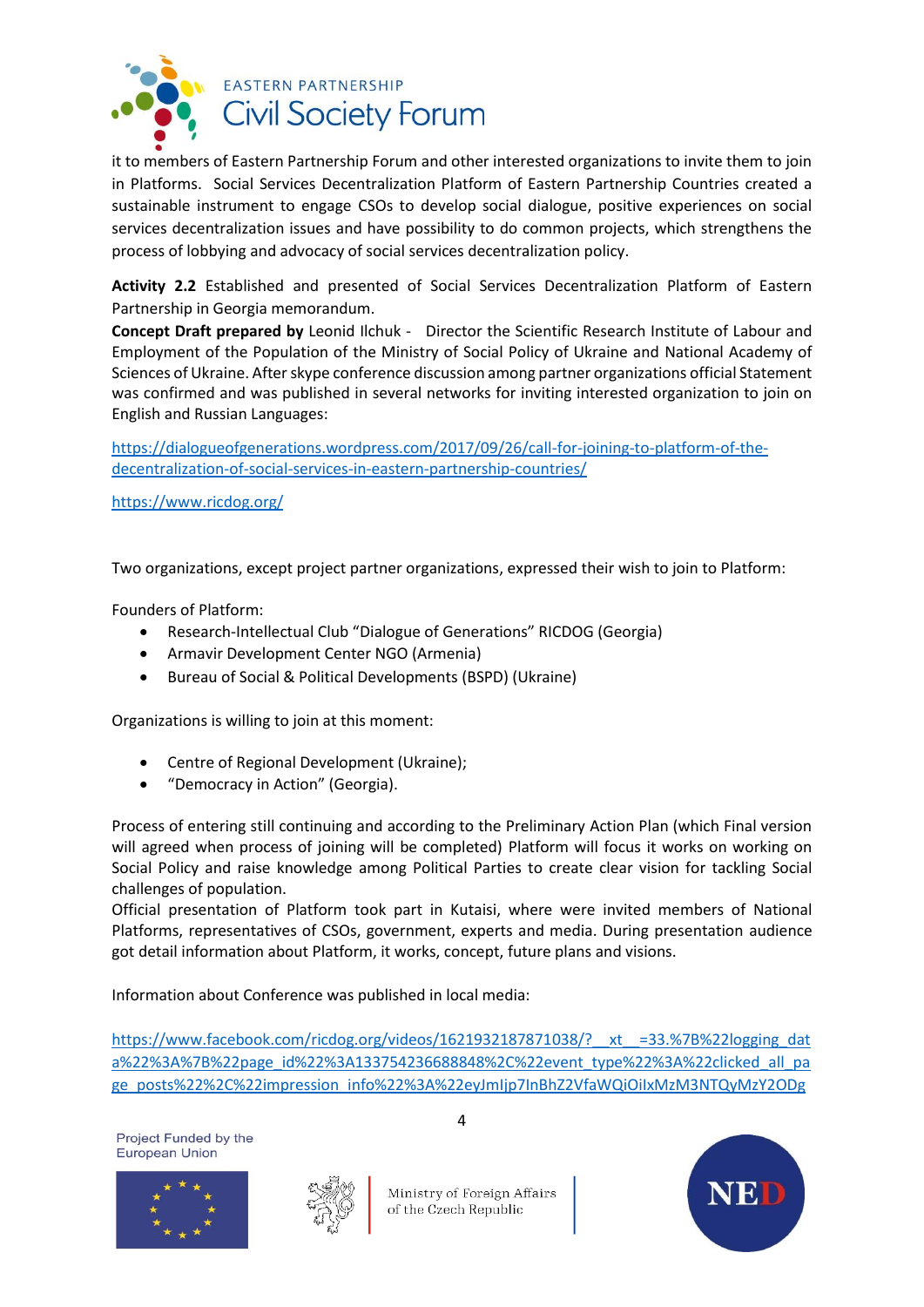it to members of Eastern Partnership Forum and other interested organizations to invite them to join in Platforms. Social Services Decentralization Platform of Eastern Partnership Countries created a sustainable instrument to engage CSOs to develop social dialogue, positive experiences on social services decentralization issues and have possibility to do common projects, which strengthens the process of lobbying and advocacy of social services decentralization policy.

**Activity 2.2** Established and presented of Social Services Decentralization Platform of Eastern Partnership in Georgia memorandum.

**Concept Draft prepared by** Leonid Ilchuk - Director the Scientific Research Institute of Labour and Employment of the Population of the Ministry of Social Policy of Ukraine and National Academy of Sciences of Ukraine. After skype conference discussion among partner organizations official Statement was confirmed and was published in several networks for inviting interested organization to join on English and Russian Languages:

https://dialogueofgenerations.wordpress.com/2017/09/26/call-for-joining-to-platform-of-the-decentralization-of-social-services-in-eastern-partnership-countries/

https://www.ricdog.org/

Two organizations, except project partner organizations, expressed their wish to join to Platform:

Founders of Platform:

- Research-Intellectual Club "Dialogue of Generations" RICDOG (Georgia)
- Armavir Development Center NGO (Armenia)
- Bureau of Social & Political Developments (BSPD) (Ukraine)

Organizations is willing to join at this moment:

- Centre of Regional Development (Ukraine);
- "Democracy in Action" (Georgia).

Process of entering still continuing and according to the Preliminary Action Plan (which Final version will agreed when process of joining will be completed) Platform will focus it works on working on Social Policy and raise knowledge among Political Parties to create clear vision for tackling Social challenges of population.

Official presentation of Platform took part in Kutaisi, where were invited members of National Platforms, representatives of CSOs, government, experts and media. During presentation audience got detail information about Platform, it works, concept, future plans and visions.

Information about Conference was published in local media:

https://www.facebook.com/ricdog.org/videos/1621932187871038/?__xt__=33.%7B%22logging_data%22%3A%7B%22page_id%22%3A133754236688848%2C%22event_type%22%3A%22clicked_all_page_posts%22%2C%22impression_info%22%3A%22eyJmIjp7InBhZ2VfaWQiOiIxMzM3NTQyMzY2ODg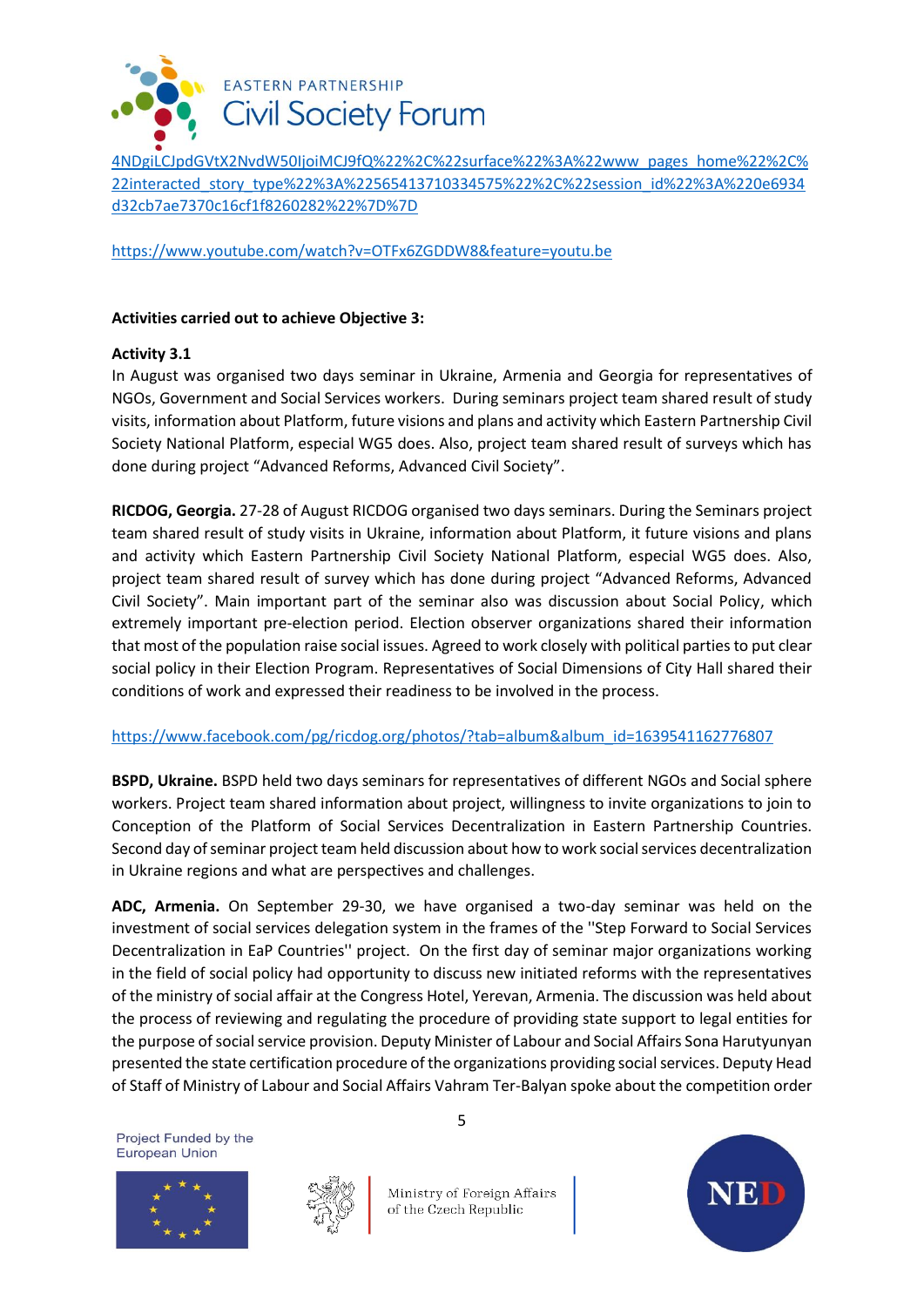4NDgiLCJpdGVtX2NvdW50IjoiMCJ9fQ%22%2C%22surface%22%3A%22www_pages_home%22%2C%22interacted_story_type%22%3A%22565413710334575%22%2C%22session_id%22%3A%220e6934d32cb7ae7370c16cf1f8260282%22%7D%7D

https://www.youtube.com/watch?v=OTFx6ZGDDW8&feature=youtu.be

**Activities carried out to achieve Objective 3:**

**Activity 3.1**

In August was organised two days seminar in Ukraine, Armenia and Georgia for representatives of NGOs, Government and Social Services workers. During seminars project team shared result of study visits, information about Platform, future visions and plans and activity which Eastern Partnership Civil Society National Platform, especial WG5 does. Also, project team shared result of surveys which has done during project "Advanced Reforms, Advanced Civil Society".

**RICDOG, Georgia.** 27-28 of August RICDOG organised two days seminars. During the Seminars project team shared result of study visits in Ukraine, information about Platform, it future visions and plans and activity which Eastern Partnership Civil Society National Platform, especial WG5 does. Also, project team shared result of survey which has done during project "Advanced Reforms, Advanced Civil Society". Main important part of the seminar also was discussion about Social Policy, which extremely important pre-election period. Election observer organizations shared their information that most of the population raise social issues. Agreed to work closely with political parties to put clear social policy in their Election Program. Representatives of Social Dimensions of City Hall shared their conditions of work and expressed their readiness to be involved in the process.

https://www.facebook.com/pg/ricdog.org/photos/?tab=album&album_id=1639541162776807

**BSPD, Ukraine.** BSPD held two days seminars for representatives of different NGOs and Social sphere workers. Project team shared information about project, willingness to invite organizations to join to Conception of the Platform of Social Services Decentralization in Eastern Partnership Countries. Second day of seminar project team held discussion about how to work social services decentralization in Ukraine regions and what are perspectives and challenges.

**ADC, Armenia.** On September 29-30, we have organised a two-day seminar was held on the investment of social services delegation system in the frames of the ''Step Forward to Social Services Decentralization in EaP Countries'' project. On the first day of seminar major organizations working in the field of social policy had opportunity to discuss new initiated reforms with the representatives of the ministry of social affair at the Congress Hotel, Yerevan, Armenia. The discussion was held about the process of reviewing and regulating the procedure of providing state support to legal entities for the purpose of social service provision. Deputy Minister of Labour and Social Affairs Sona Harutyunyan presented the state certification procedure of the organizations providing social services. Deputy Head of Staff of Ministry of Labour and Social Affairs Vahram Ter-Balyan spoke about the competition order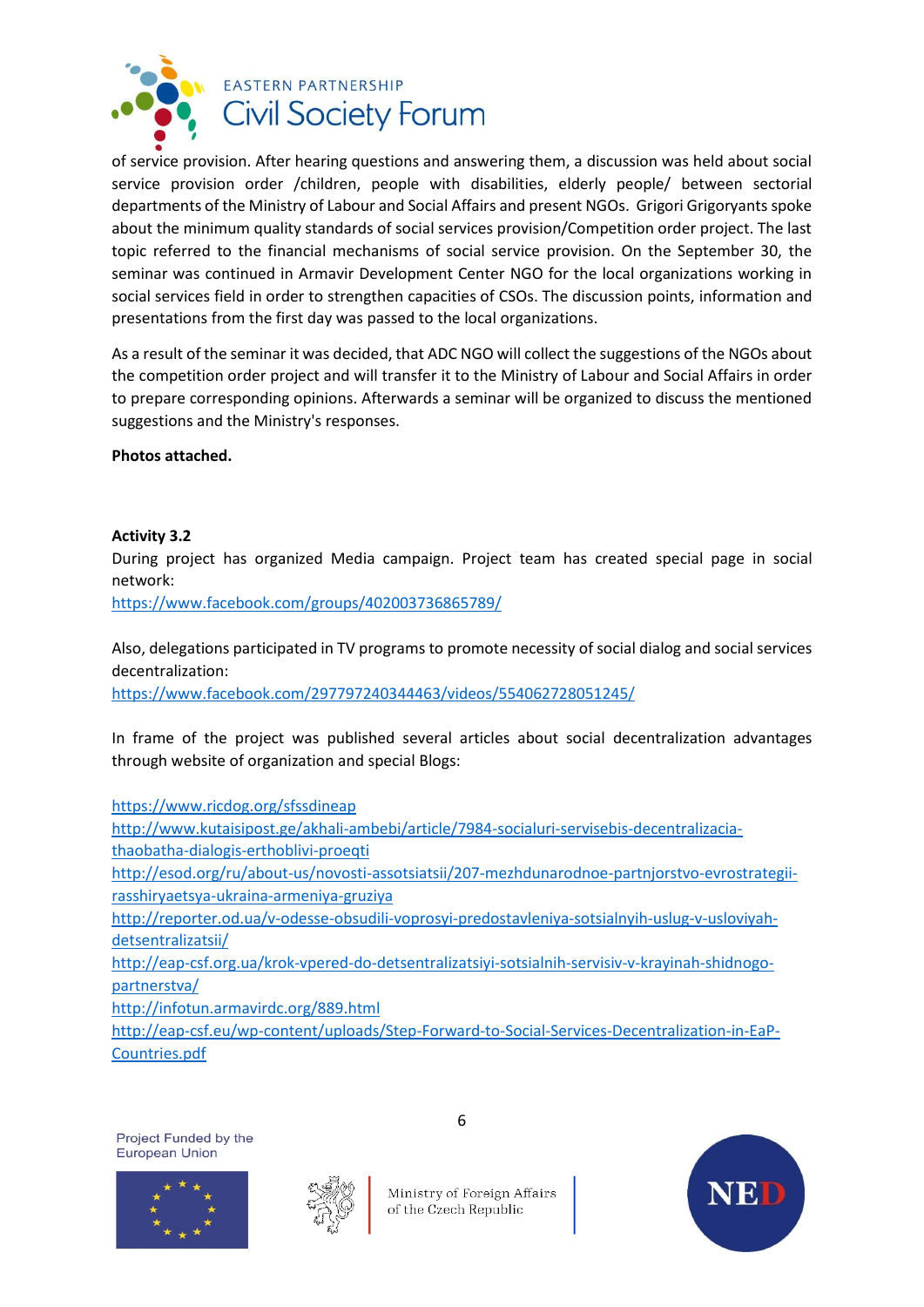of service provision. After hearing questions and answering them, a discussion was held about social service provision order /children, people with disabilities, elderly people/ between sectorial departments of the Ministry of Labour and Social Affairs and present NGOs. Grigori Grigoryants spoke about the minimum quality standards of social services provision/Competition order project. The last topic referred to the financial mechanisms of social service provision. On the September 30, the seminar was continued in Armavir Development Center NGO for the local organizations working in social services field in order to strengthen capacities of CSOs. The discussion points, information and presentations from the first day was passed to the local organizations.

As a result of the seminar it was decided, that ADC NGO will collect the suggestions of the NGOs about the competition order project and will transfer it to the Ministry of Labour and Social Affairs in order to prepare corresponding opinions. Afterwards a seminar will be organized to discuss the mentioned suggestions and the Ministry's responses.

**Photos attached.**

**Activity 3.2**

During project has organized Media campaign. Project team has created special page in social network:
https://www.facebook.com/groups/402003736865789/

Also, delegations participated in TV programs to promote necessity of social dialog and social services decentralization:
https://www.facebook.com/297797240344463/videos/554062728051245/

In frame of the project was published several articles about social decentralization advantages through website of organization and special Blogs:

https://www.ricdog.org/sfssdineap
http://www.kutaisipost.ge/akhali-ambebi/article/7984-socialuri-servisebis-decentralizacia-thaobatha-dialogis-erthoblivi-proeqti
http://esod.org/ru/about-us/novosti-assotsiatsii/207-mezhdunarodnoe-partnjorstvo-evrostrategii-rasshiryaetsya-ukraina-armeniya-gruziya
http://reporter.od.ua/v-odesse-obsudili-voprosyi-predostavleniya-sotsialnyih-uslug-v-usloviyah-detsentralizatsii/
http://eap-csf.org.ua/krok-vpered-do-detsentralizatsiyi-sotsialnih-servisiv-v-krayinah-shidnogo-partnerstva/
http://infotun.armavirdc.org/889.html
http://eap-csf.eu/wp-content/uploads/Step-Forward-to-Social-Services-Decentralization-in-EaP-Countries.pdf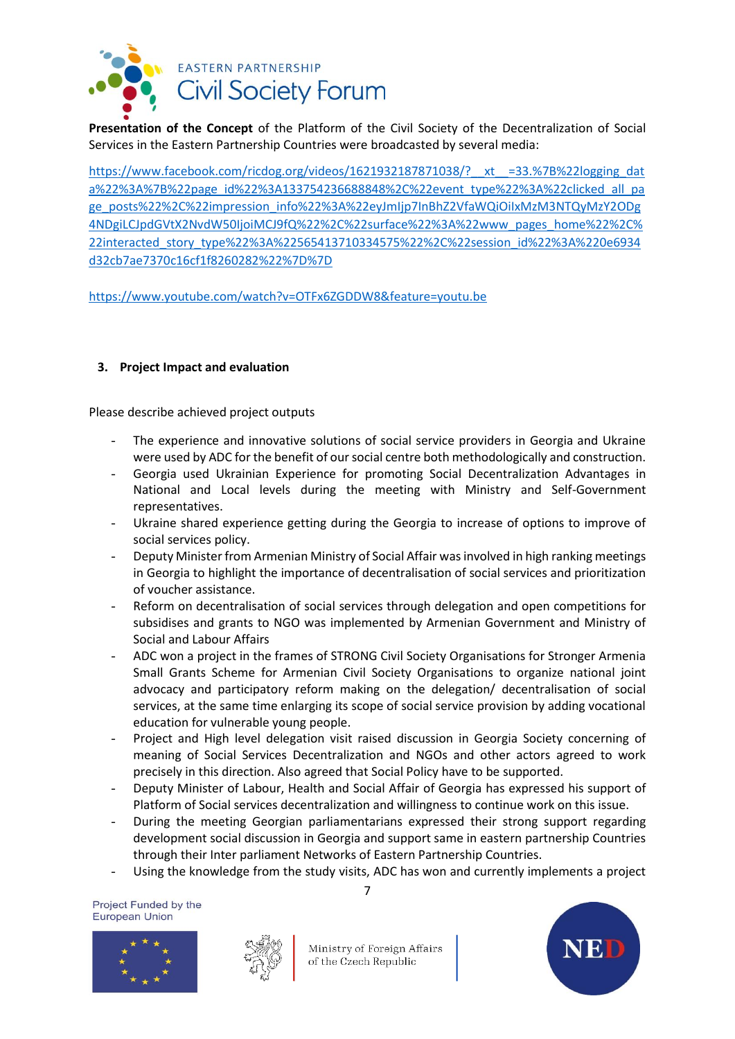**Presentation of the Concept** of the Platform of the Civil Society of the Decentralization of Social Services in the Eastern Partnership Countries were broadcasted by several media:

https://www.facebook.com/ricdog.org/videos/1621932187871038/?__xt__=33.%7B%22logging_data%22%3A%7B%22page_id%22%3A133754236688848%2C%22event_type%22%3A%22clicked_all_page_posts%22%2C%22impression_info%22%3A%22eyJmljp7InBhZ2VfaWQiOilxMzM3NTQyMzY2ODg4NDgiLCJpdGVtX2NvdW50IjoiMCJ9fQ%22%2C%22surface%22%3A%22www_pages_home%22%2C%22interacted_story_type%22%3A%22565413710334575%22%2C%22session_id%22%3A%220e6934d32cb7ae7370c16cf1f8260282%22%7D%7D

https://www.youtube.com/watch?v=OTFx6ZGDDW8&feature=youtu.be

## 3. Project Impact and evaluation

Please describe achieved project outputs

- The experience and innovative solutions of social service providers in Georgia and Ukraine were used by ADC for the benefit of our social centre both methodologically and construction.
- Georgia used Ukrainian Experience for promoting Social Decentralization Advantages in National and Local levels during the meeting with Ministry and Self-Government representatives.
- Ukraine shared experience getting during the Georgia to increase of options to improve of social services policy.
- Deputy Minister from Armenian Ministry of Social Affair was involved in high ranking meetings in Georgia to highlight the importance of decentralisation of social services and prioritization of voucher assistance.
- Reform on decentralisation of social services through delegation and open competitions for subsidises and grants to NGO was implemented by Armenian Government and Ministry of Social and Labour Affairs
- ADC won a project in the frames of STRONG Civil Society Organisations for Stronger Armenia Small Grants Scheme for Armenian Civil Society Organisations to organize national joint advocacy and participatory reform making on the delegation/ decentralisation of social services, at the same time enlarging its scope of social service provision by adding vocational education for vulnerable young people.
- Project and High level delegation visit raised discussion in Georgia Society concerning of meaning of Social Services Decentralization and NGOs and other actors agreed to work precisely in this direction. Also agreed that Social Policy have to be supported.
- Deputy Minister of Labour, Health and Social Affair of Georgia has expressed his support of Platform of Social services decentralization and willingness to continue work on this issue.
- During the meeting Georgian parliamentarians expressed their strong support regarding development social discussion in Georgia and support same in eastern partnership Countries through their Inter parliament Networks of Eastern Partnership Countries.
- Using the knowledge from the study visits, ADC has won and currently implements a project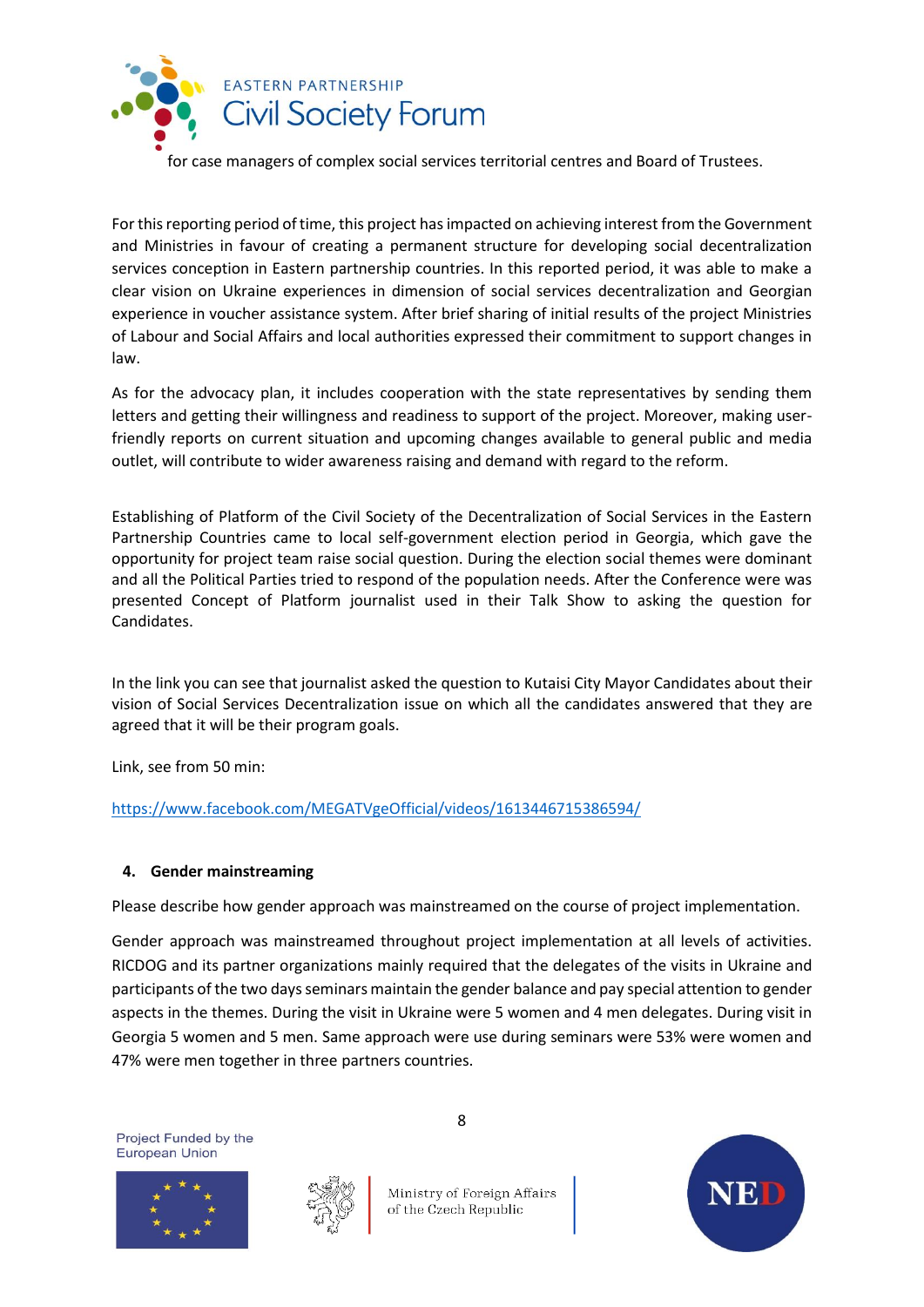for case managers of complex social services territorial centres and Board of Trustees.

For this reporting period of time, this project has impacted on achieving interest from the Government and Ministries in favour of creating a permanent structure for developing social decentralization services conception in Eastern partnership countries. In this reported period, it was able to make a clear vision on Ukraine experiences in dimension of social services decentralization and Georgian experience in voucher assistance system. After brief sharing of initial results of the project Ministries of Labour and Social Affairs and local authorities expressed their commitment to support changes in law.

As for the advocacy plan, it includes cooperation with the state representatives by sending them letters and getting their willingness and readiness to support of the project. Moreover, making user-friendly reports on current situation and upcoming changes available to general public and media outlet, will contribute to wider awareness raising and demand with regard to the reform.

Establishing of Platform of the Civil Society of the Decentralization of Social Services in the Eastern Partnership Countries came to local self-government election period in Georgia, which gave the opportunity for project team raise social question. During the election social themes were dominant and all the Political Parties tried to respond of the population needs. After the Conference were was presented Concept of Platform journalist used in their Talk Show to asking the question for Candidates.

In the link you can see that journalist asked the question to Kutaisi City Mayor Candidates about their vision of Social Services Decentralization issue on which all the candidates answered that they are agreed that it will be their program goals.

Link, see from 50 min:

https://www.facebook.com/MEGATVgeOfficial/videos/1613446715386594/

## 4. Gender mainstreaming

Please describe how gender approach was mainstreamed on the course of project implementation.

Gender approach was mainstreamed throughout project implementation at all levels of activities. RICDOG and its partner organizations mainly required that the delegates of the visits in Ukraine and participants of the two days seminars maintain the gender balance and pay special attention to gender aspects in the themes. During the visit in Ukraine were 5 women and 4 men delegates. During visit in Georgia 5 women and 5 men. Same approach were use during seminars were 53% were women and 47% were men together in three partners countries.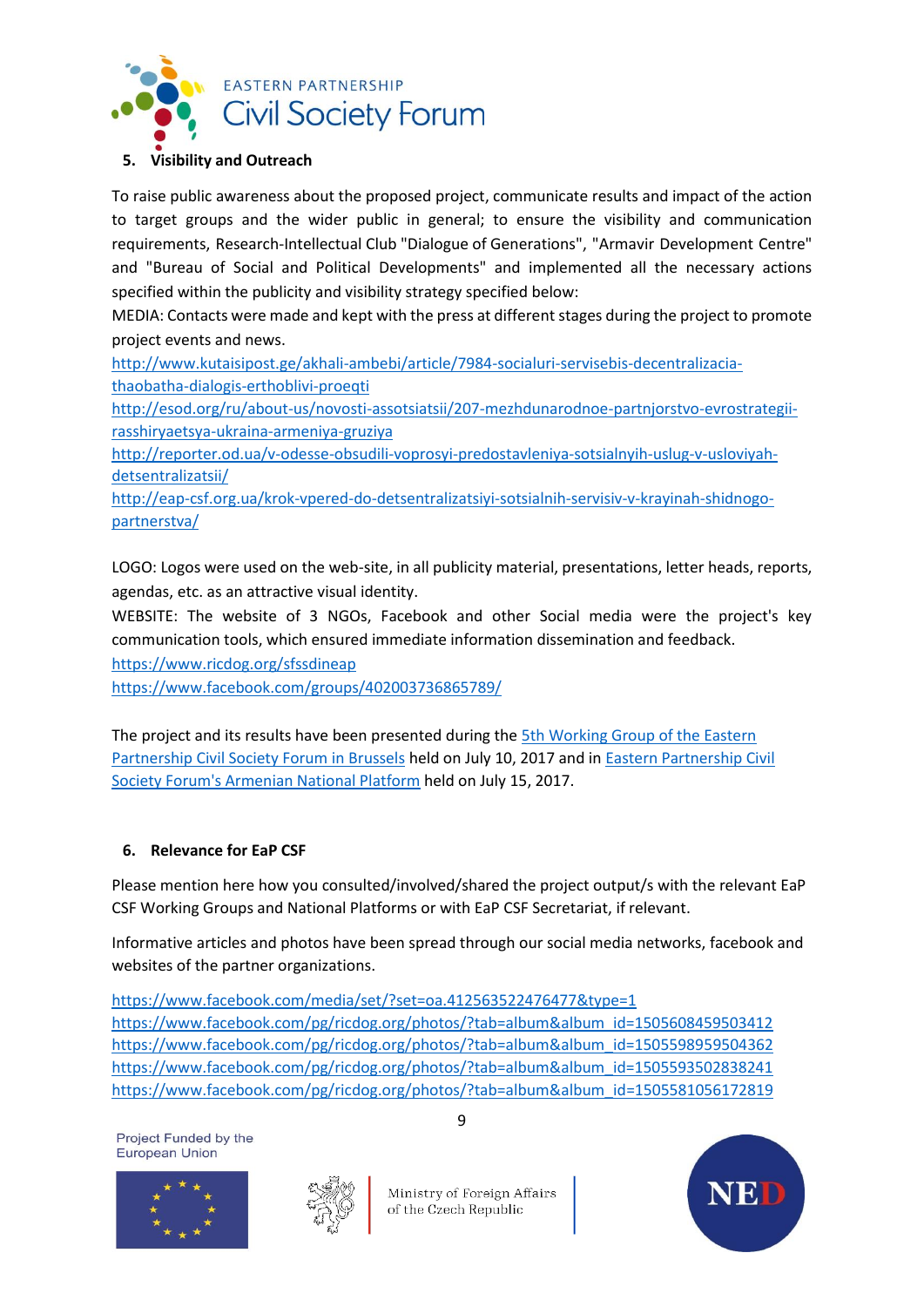## 5. Visibility and Outreach

To raise public awareness about the proposed project, communicate results and impact of the action to target groups and the wider public in general; to ensure the visibility and communication requirements, Research-Intellectual Club "Dialogue of Generations", "Armavir Development Centre" and "Bureau of Social and Political Developments" and implemented all the necessary actions specified within the publicity and visibility strategy specified below:

MEDIA: Contacts were made and kept with the press at different stages during the project to promote project events and news.

http://www.kutaisipost.ge/akhali-ambebi/article/7984-socialuri-servisebis-decentralizacia-thaobatha-dialogis-erthoblivi-proeqti
http://esod.org/ru/about-us/novosti-assotsiatsii/207-mezhdunarodnoe-partnjorstvo-evrostrategii-rasshiryaetsya-ukraina-armeniya-gruziya
http://reporter.od.ua/v-odesse-obsudili-voprosyi-predostavleniya-sotsialnyih-uslug-v-usloviyah-detsentralizatsii/
http://eap-csf.org.ua/krok-vpered-do-detsentralizatsiyi-sotsialnih-servisiv-v-krayinah-shidnogo-partnerstva/

LOGO: Logos were used on the web-site, in all publicity material, presentations, letter heads, reports, agendas, etc. as an attractive visual identity.

WEBSITE: The website of 3 NGOs, Facebook and other Social media were the project's key communication tools, which ensured immediate information dissemination and feedback.

https://www.ricdog.org/sfssdineap
https://www.facebook.com/groups/402003736865789/

The project and its results have been presented during the 5th Working Group of the Eastern Partnership Civil Society Forum in Brussels held on July 10, 2017 and in Eastern Partnership Civil Society Forum's Armenian National Platform held on July 15, 2017.

## 6. Relevance for EaP CSF

Please mention here how you consulted/involved/shared the project output/s with the relevant EaP CSF Working Groups and National Platforms or with EaP CSF Secretariat, if relevant.

Informative articles and photos have been spread through our social media networks, facebook and websites of the partner organizations.

https://www.facebook.com/media/set/?set=oa.412563522476477&type=1
https://www.facebook.com/pg/ricdog.org/photos/?tab=album&album_id=1505608459503412
https://www.facebook.com/pg/ricdog.org/photos/?tab=album&album_id=1505598959504362
https://www.facebook.com/pg/ricdog.org/photos/?tab=album&album_id=1505593502838241
https://www.facebook.com/pg/ricdog.org/photos/?tab=album&album_id=1505581056172819

Project Funded by the European Union

Ministry of Foreign Affairs of the Czech Republic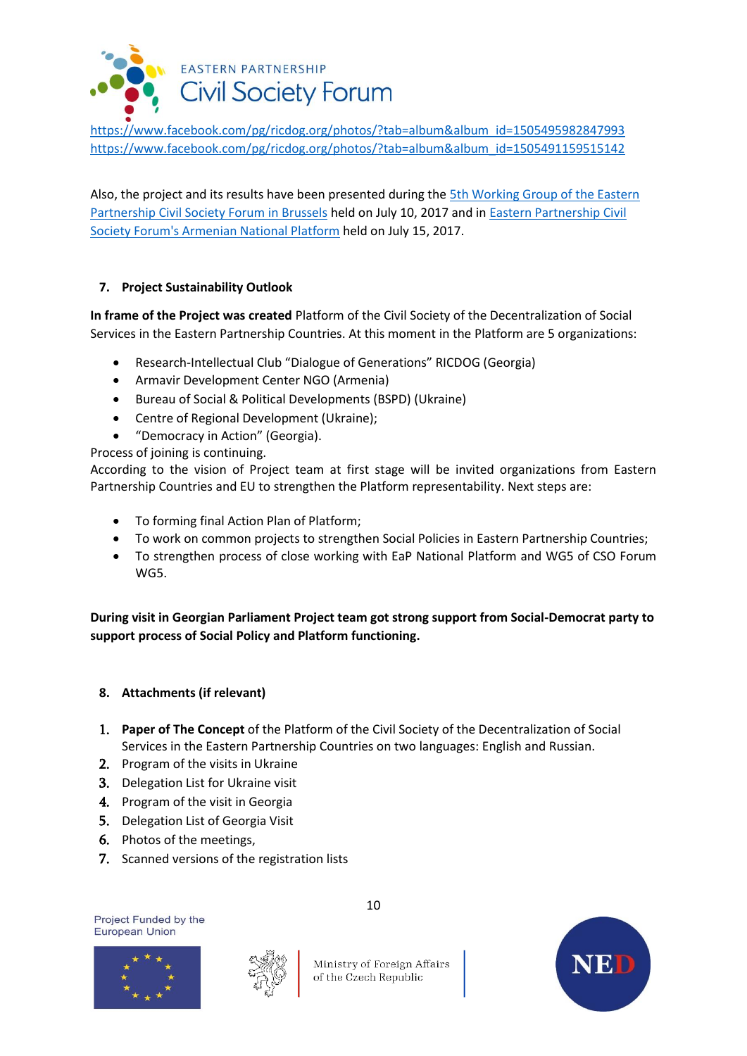https://www.facebook.com/pg/ricdog.org/photos/?tab=album&album_id=1505495982847993
https://www.facebook.com/pg/ricdog.org/photos/?tab=album&album_id=1505491159515142

Also, the project and its results have been presented during the 5th Working Group of the Eastern Partnership Civil Society Forum in Brussels held on July 10, 2017 and in Eastern Partnership Civil Society Forum's Armenian National Platform held on July 15, 2017.

## 7. Project Sustainability Outlook

**In frame of the Project was created** Platform of the Civil Society of the Decentralization of Social Services in the Eastern Partnership Countries. At this moment in the Platform are 5 organizations:

- Research-Intellectual Club "Dialogue of Generations" RICDOG (Georgia)
- Armavir Development Center NGO (Armenia)
- Bureau of Social & Political Developments (BSPD) (Ukraine)
- Centre of Regional Development (Ukraine);
- "Democracy in Action" (Georgia).

Process of joining is continuing.

According to the vision of Project team at first stage will be invited organizations from Eastern Partnership Countries and EU to strengthen the Platform representability. Next steps are:

- To forming final Action Plan of Platform;
- To work on common projects to strengthen Social Policies in Eastern Partnership Countries;
- To strengthen process of close working with EaP National Platform and WG5 of CSO Forum WG5.

**During visit in Georgian Parliament Project team got strong support from Social-Democrat party to support process of Social Policy and Platform functioning.**

## 8. Attachments (if relevant)

1. **Paper of The Concept** of the Platform of the Civil Society of the Decentralization of Social Services in the Eastern Partnership Countries on two languages: English and Russian.
2. Program of the visits in Ukraine
3. Delegation List for Ukraine visit
4. Program of the visit in Georgia
5. Delegation List of Georgia Visit
6. Photos of the meetings,
7. Scanned versions of the registration lists